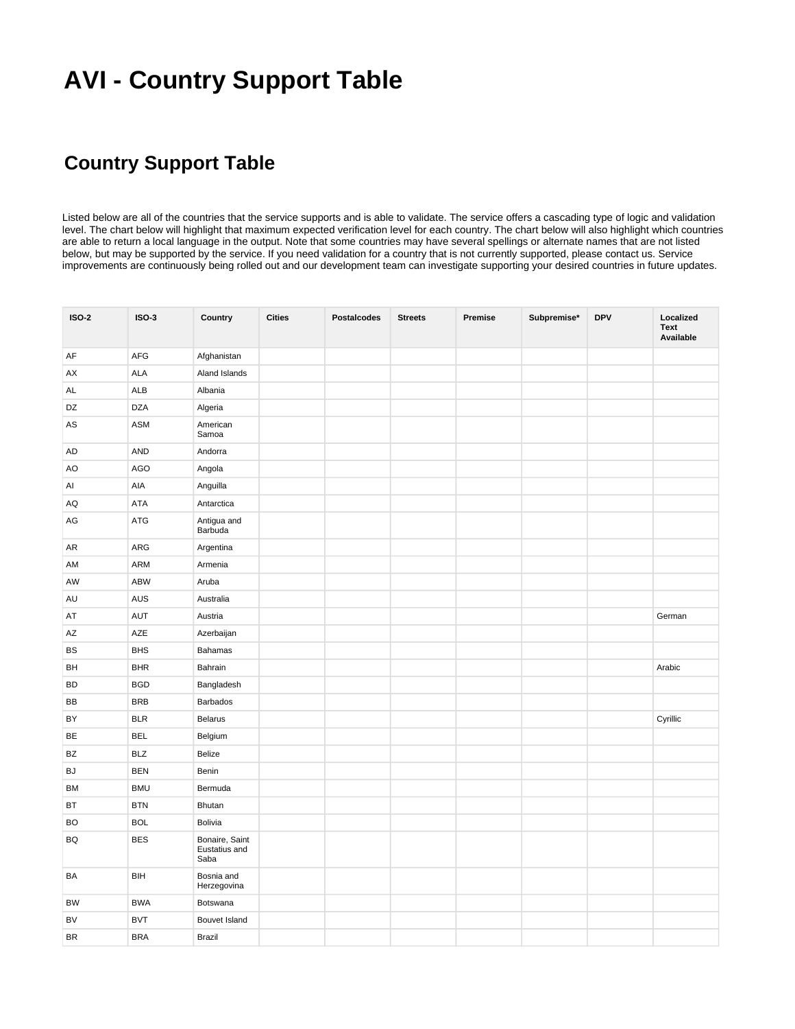# AVI - Country Support Table

## Country Support Table

Listed below are all of the countries that the service supports and is able to validate. The service offers a cascading type of logic and validation level. The chart below will highlight that maximum expected verification level for each country. The chart below will also highlight which countries are able to return a local language in the output. Note that some countries may have several spellings or alternate names that are not listed below, but may be supported by the service. If you need validation for a country that is not currently supported, please contact us. Service improvements are continuously being rolled out and our development team can investigate supporting your desired countries in future updates.

| ISO-2 | ISO-3 | Country | Cities | Postalcodes | Streets | Premise | Subpremise* | DPV | Localized Text Available |
|---|---|---|---|---|---|---|---|---|---|
| AF | AFG | Afghanistan | | | | | | | |
| AX | ALA | Aland Islands | | | | | | | |
| AL | ALB | Albania | | | | | | | |
| DZ | DZA | Algeria | | | | | | | |
| AS | ASM | American Samoa | | | | | | | |
| AD | AND | Andorra | | | | | | | |
| AO | AGO | Angola | | | | | | | |
| AI | AIA | Anguilla | | | | | | | |
| AQ | ATA | Antarctica | | | | | | | |
| AG | ATG | Antigua and Barbuda | | | | | | | |
| AR | ARG | Argentina | | | | | | | |
| AM | ARM | Armenia | | | | | | | |
| AW | ABW | Aruba | | | | | | | |
| AU | AUS | Australia | | | | | | | |
| AT | AUT | Austria | | | | | | | German |
| AZ | AZE | Azerbaijan | | | | | | | |
| BS | BHS | Bahamas | | | | | | | |
| BH | BHR | Bahrain | | | | | | | Arabic |
| BD | BGD | Bangladesh | | | | | | | |
| BB | BRB | Barbados | | | | | | | |
| BY | BLR | Belarus | | | | | | | Cyrillic |
| BE | BEL | Belgium | | | | | | | |
| BZ | BLZ | Belize | | | | | | | |
| BJ | BEN | Benin | | | | | | | |
| BM | BMU | Bermuda | | | | | | | |
| BT | BTN | Bhutan | | | | | | | |
| BO | BOL | Bolivia | | | | | | | |
| BQ | BES | Bonaire, Saint Eustatius and Saba | | | | | | | |
| BA | BIH | Bosnia and Herzegovina | | | | | | | |
| BW | BWA | Botswana | | | | | | | |
| BV | BVT | Bouvet Island | | | | | | | |
| BR | BRA | Brazil | | | | | | | |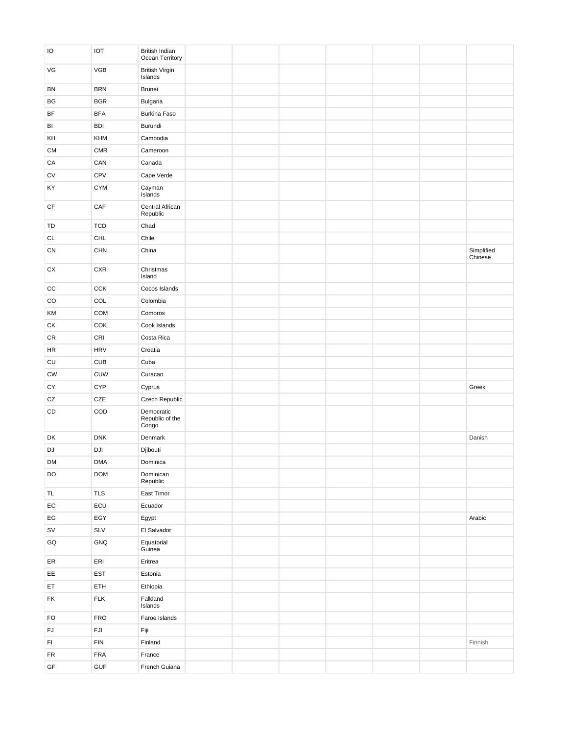| | | | | | | | | | |
|---|---|---|---|---|---|---|---|---|---|
| IO | IOT | British Indian Ocean Territory | | | | | | | |
| VG | VGB | British Virgin Islands | | | | | | | |
| BN | BRN | Brunei | | | | | | | |
| BG | BGR | Bulgaria | | | | | | | |
| BF | BFA | Burkina Faso | | | | | | | |
| BI | BDI | Burundi | | | | | | | |
| KH | KHM | Cambodia | | | | | | | |
| CM | CMR | Cameroon | | | | | | | |
| CA | CAN | Canada | | | | | | | |
| CV | CPV | Cape Verde | | | | | | | |
| KY | CYM | Cayman Islands | | | | | | | |
| CF | CAF | Central African Republic | | | | | | | |
| TD | TCD | Chad | | | | | | | |
| CL | CHL | Chile | | | | | | | |
| CN | CHN | China | | | | | | | Simplified Chinese |
| CX | CXR | Christmas Island | | | | | | | |
| CC | CCK | Cocos Islands | | | | | | | |
| CO | COL | Colombia | | | | | | | |
| KM | COM | Comoros | | | | | | | |
| CK | COK | Cook Islands | | | | | | | |
| CR | CRI | Costa Rica | | | | | | | |
| HR | HRV | Croatia | | | | | | | |
| CU | CUB | Cuba | | | | | | | |
| CW | CUW | Curacao | | | | | | | |
| CY | CYP | Cyprus | | | | | | | Greek |
| CZ | CZE | Czech Republic | | | | | | | |
| CD | COD | Democratic Republic of the Congo | | | | | | | |
| DK | DNK | Denmark | | | | | | | Danish |
| DJ | DJI | Djibouti | | | | | | | |
| DM | DMA | Dominica | | | | | | | |
| DO | DOM | Dominican Republic | | | | | | | |
| TL | TLS | East Timor | | | | | | | |
| EC | ECU | Ecuador | | | | | | | |
| EG | EGY | Egypt | | | | | | | Arabic |
| SV | SLV | El Salvador | | | | | | | |
| GQ | GNQ | Equatorial Guinea | | | | | | | |
| ER | ERI | Eritrea | | | | | | | |
| EE | EST | Estonia | | | | | | | |
| ET | ETH | Ethiopia | | | | | | | |
| FK | FLK | Falkland Islands | | | | | | | |
| FO | FRO | Faroe Islands | | | | | | | |
| FJ | FJI | Fiji | | | | | | | |
| FI | FIN | Finland | | | | | | | Finnish |
| FR | FRA | France | | | | | | | |
| GF | GUF | French Guiana | | | | | | | |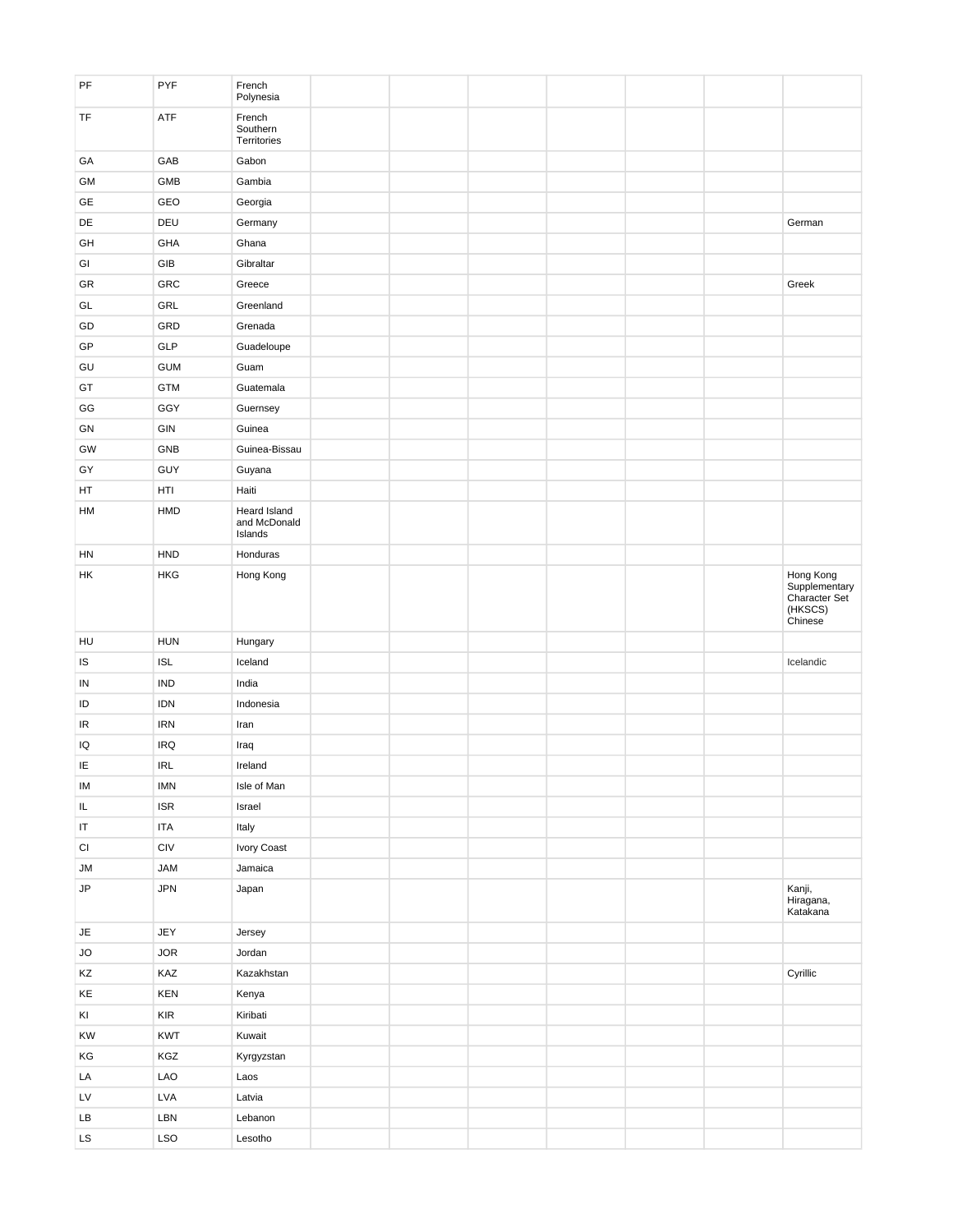| | | | | | | | | | |
|---|---|---|---|---|---|---|---|---|---|
| PF | PYF | French Polynesia | | | | | | | |
| TF | ATF | French Southern Territories | | | | | | | |
| GA | GAB | Gabon | | | | | | | |
| GM | GMB | Gambia | | | | | | | |
| GE | GEO | Georgia | | | | | | | |
| DE | DEU | Germany | | | | | | | German |
| GH | GHA | Ghana | | | | | | | |
| GI | GIB | Gibraltar | | | | | | | |
| GR | GRC | Greece | | | | | | | Greek |
| GL | GRL | Greenland | | | | | | | |
| GD | GRD | Grenada | | | | | | | |
| GP | GLP | Guadeloupe | | | | | | | |
| GU | GUM | Guam | | | | | | | |
| GT | GTM | Guatemala | | | | | | | |
| GG | GGY | Guernsey | | | | | | | |
| GN | GIN | Guinea | | | | | | | |
| GW | GNB | Guinea-Bissau | | | | | | | |
| GY | GUY | Guyana | | | | | | | |
| HT | HTI | Haiti | | | | | | | |
| HM | HMD | Heard Island and McDonald Islands | | | | | | | |
| HN | HND | Honduras | | | | | | | |
| HK | HKG | Hong Kong | | | | | | | Hong Kong Supplementary Character Set (HKSCS) Chinese |
| HU | HUN | Hungary | | | | | | | |
| IS | ISL | Iceland | | | | | | | Icelandic |
| IN | IND | India | | | | | | | |
| ID | IDN | Indonesia | | | | | | | |
| IR | IRN | Iran | | | | | | | |
| IQ | IRQ | Iraq | | | | | | | |
| IE | IRL | Ireland | | | | | | | |
| IM | IMN | Isle of Man | | | | | | | |
| IL | ISR | Israel | | | | | | | |
| IT | ITA | Italy | | | | | | | |
| CI | CIV | Ivory Coast | | | | | | | |
| JM | JAM | Jamaica | | | | | | | |
| JP | JPN | Japan | | | | | | | Kanji, Hiragana, Katakana |
| JE | JEY | Jersey | | | | | | | |
| JO | JOR | Jordan | | | | | | | |
| KZ | KAZ | Kazakhstan | | | | | | | Cyrillic |
| KE | KEN | Kenya | | | | | | | |
| KI | KIR | Kiribati | | | | | | | |
| KW | KWT | Kuwait | | | | | | | |
| KG | KGZ | Kyrgyzstan | | | | | | | |
| LA | LAO | Laos | | | | | | | |
| LV | LVA | Latvia | | | | | | | |
| LB | LBN | Lebanon | | | | | | | |
| LS | LSO | Lesotho | | | | | | | |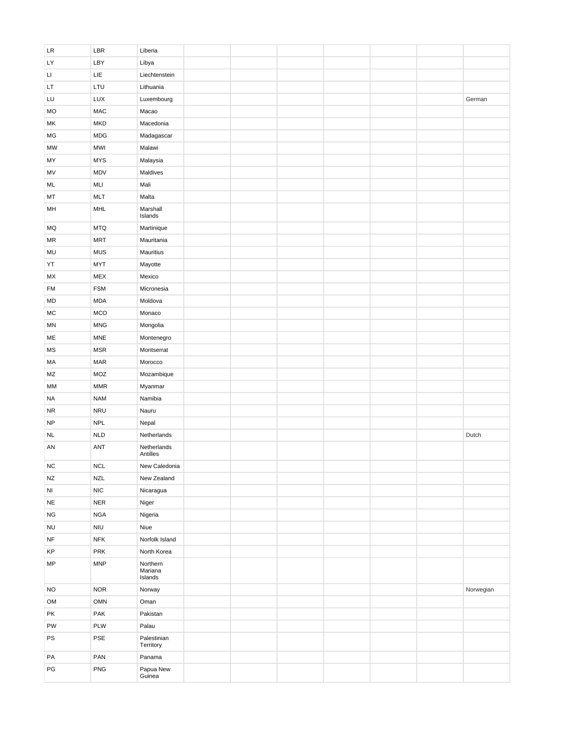| | | | | | | | | | |
|---|---|---|---|---|---|---|---|---|---|
| LR | LBR | Liberia | | | | | | | |
| LY | LBY | Libya | | | | | | | |
| LI | LIE | Liechtenstein | | | | | | | |
| LT | LTU | Lithuania | | | | | | | |
| LU | LUX | Luxembourg | | | | | | | German |
| MO | MAC | Macao | | | | | | | |
| MK | MKD | Macedonia | | | | | | | |
| MG | MDG | Madagascar | | | | | | | |
| MW | MWI | Malawi | | | | | | | |
| MY | MYS | Malaysia | | | | | | | |
| MV | MDV | Maldives | | | | | | | |
| ML | MLI | Mali | | | | | | | |
| MT | MLT | Malta | | | | | | | |
| MH | MHL | Marshall Islands | | | | | | | |
| MQ | MTQ | Martinique | | | | | | | |
| MR | MRT | Mauritania | | | | | | | |
| MU | MUS | Mauritius | | | | | | | |
| YT | MYT | Mayotte | | | | | | | |
| MX | MEX | Mexico | | | | | | | |
| FM | FSM | Micronesia | | | | | | | |
| MD | MDA | Moldova | | | | | | | |
| MC | MCO | Monaco | | | | | | | |
| MN | MNG | Mongolia | | | | | | | |
| ME | MNE | Montenegro | | | | | | | |
| MS | MSR | Montserrat | | | | | | | |
| MA | MAR | Morocco | | | | | | | |
| MZ | MOZ | Mozambique | | | | | | | |
| MM | MMR | Myanmar | | | | | | | |
| NA | NAM | Namibia | | | | | | | |
| NR | NRU | Nauru | | | | | | | |
| NP | NPL | Nepal | | | | | | | |
| NL | NLD | Netherlands | | | | | | | Dutch |
| AN | ANT | Netherlands Antilles | | | | | | | |
| NC | NCL | New Caledonia | | | | | | | |
| NZ | NZL | New Zealand | | | | | | | |
| NI | NIC | Nicaragua | | | | | | | |
| NE | NER | Niger | | | | | | | |
| NG | NGA | Nigeria | | | | | | | |
| NU | NIU | Niue | | | | | | | |
| NF | NFK | Norfolk Island | | | | | | | |
| KP | PRK | North Korea | | | | | | | |
| MP | MNP | Northern Mariana Islands | | | | | | | |
| NO | NOR | Norway | | | | | | | Norwegian |
| OM | OMN | Oman | | | | | | | |
| PK | PAK | Pakistan | | | | | | | |
| PW | PLW | Palau | | | | | | | |
| PS | PSE | Palestinian Territory | | | | | | | |
| PA | PAN | Panama | | | | | | | |
| PG | PNG | Papua New Guinea | | | | | | | |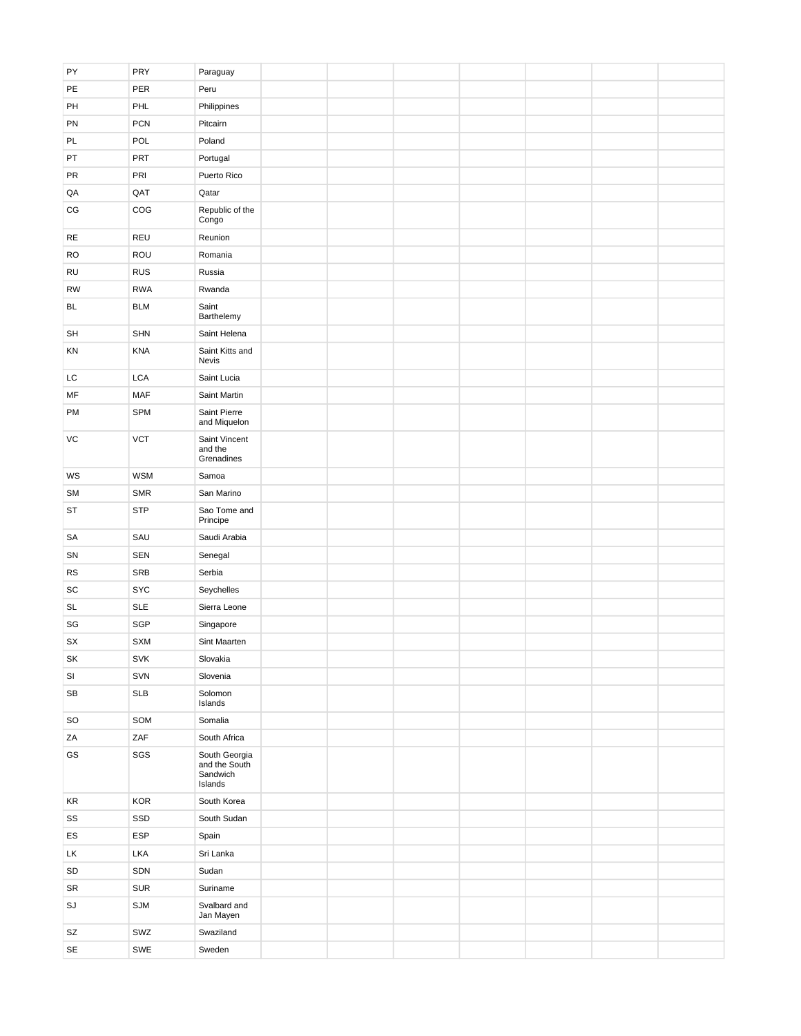| | | | | | | | | | |
|---|---|---|---|---|---|---|---|---|---|
| PY | PRY | Paraguay | | | | | | | |
| PE | PER | Peru | | | | | | | |
| PH | PHL | Philippines | | | | | | | |
| PN | PCN | Pitcairn | | | | | | | |
| PL | POL | Poland | | | | | | | |
| PT | PRT | Portugal | | | | | | | |
| PR | PRI | Puerto Rico | | | | | | | |
| QA | QAT | Qatar | | | | | | | |
| CG | COG | Republic of the Congo | | | | | | | |
| RE | REU | Reunion | | | | | | | |
| RO | ROU | Romania | | | | | | | |
| RU | RUS | Russia | | | | | | | |
| RW | RWA | Rwanda | | | | | | | |
| BL | BLM | Saint Barthelemy | | | | | | | |
| SH | SHN | Saint Helena | | | | | | | |
| KN | KNA | Saint Kitts and Nevis | | | | | | | |
| LC | LCA | Saint Lucia | | | | | | | |
| MF | MAF | Saint Martin | | | | | | | |
| PM | SPM | Saint Pierre and Miquelon | | | | | | | |
| VC | VCT | Saint Vincent and the Grenadines | | | | | | | |
| WS | WSM | Samoa | | | | | | | |
| SM | SMR | San Marino | | | | | | | |
| ST | STP | Sao Tome and Principe | | | | | | | |
| SA | SAU | Saudi Arabia | | | | | | | |
| SN | SEN | Senegal | | | | | | | |
| RS | SRB | Serbia | | | | | | | |
| SC | SYC | Seychelles | | | | | | | |
| SL | SLE | Sierra Leone | | | | | | | |
| SG | SGP | Singapore | | | | | | | |
| SX | SXM | Sint Maarten | | | | | | | |
| SK | SVK | Slovakia | | | | | | | |
| SI | SVN | Slovenia | | | | | | | |
| SB | SLB | Solomon Islands | | | | | | | |
| SO | SOM | Somalia | | | | | | | |
| ZA | ZAF | South Africa | | | | | | | |
| GS | SGS | South Georgia and the South Sandwich Islands | | | | | | | |
| KR | KOR | South Korea | | | | | | | |
| SS | SSD | South Sudan | | | | | | | |
| ES | ESP | Spain | | | | | | | |
| LK | LKA | Sri Lanka | | | | | | | |
| SD | SDN | Sudan | | | | | | | |
| SR | SUR | Suriname | | | | | | | |
| SJ | SJM | Svalbard and Jan Mayen | | | | | | | |
| SZ | SWZ | Swaziland | | | | | | | |
| SE | SWE | Sweden | | | | | | | |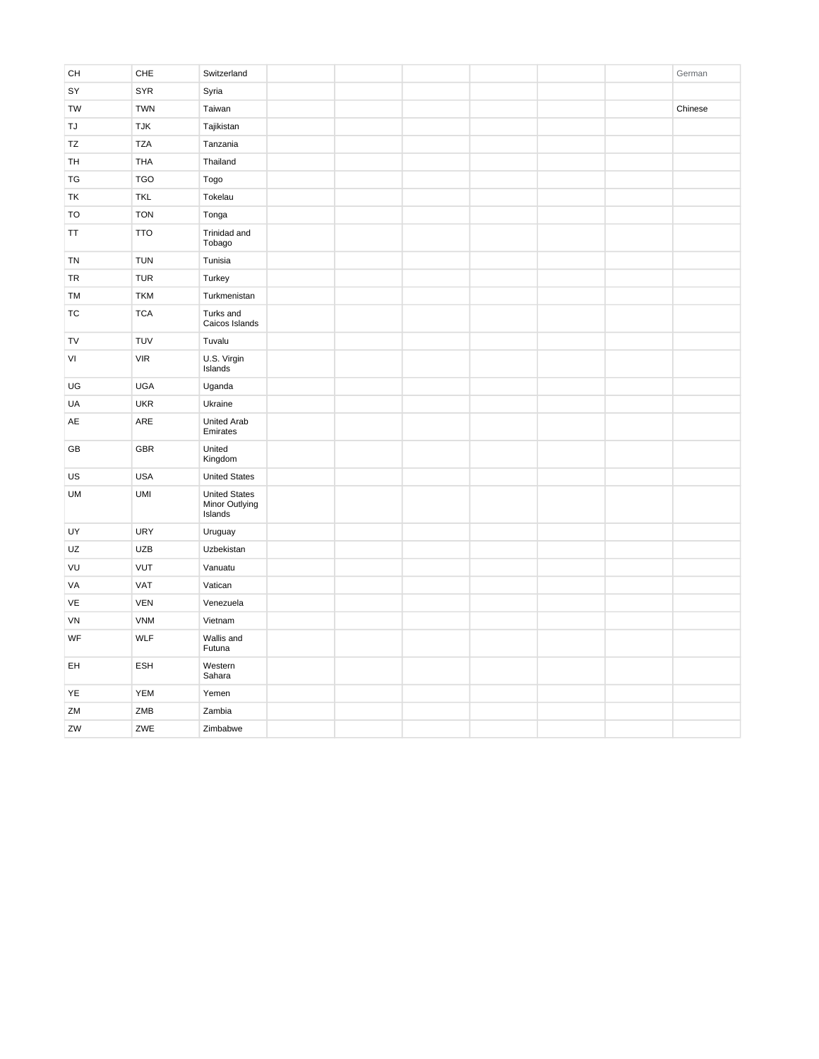| | | | | | | | | | |
|---|---|---|---|---|---|---|---|---|---|
| CH | CHE | Switzerland | | | | | | | German |
| SY | SYR | Syria | | | | | | | |
| TW | TWN | Taiwan | | | | | | | Chinese |
| TJ | TJK | Tajikistan | | | | | | | |
| TZ | TZA | Tanzania | | | | | | | |
| TH | THA | Thailand | | | | | | | |
| TG | TGO | Togo | | | | | | | |
| TK | TKL | Tokelau | | | | | | | |
| TO | TON | Tonga | | | | | | | |
| TT | TTO | Trinidad and Tobago | | | | | | | |
| TN | TUN | Tunisia | | | | | | | |
| TR | TUR | Turkey | | | | | | | |
| TM | TKM | Turkmenistan | | | | | | | |
| TC | TCA | Turks and Caicos Islands | | | | | | | |
| TV | TUV | Tuvalu | | | | | | | |
| VI | VIR | U.S. Virgin Islands | | | | | | | |
| UG | UGA | Uganda | | | | | | | |
| UA | UKR | Ukraine | | | | | | | |
| AE | ARE | United Arab Emirates | | | | | | | |
| GB | GBR | United Kingdom | | | | | | | |
| US | USA | United States | | | | | | | |
| UM | UMI | United States Minor Outlying Islands | | | | | | | |
| UY | URY | Uruguay | | | | | | | |
| UZ | UZB | Uzbekistan | | | | | | | |
| VU | VUT | Vanuatu | | | | | | | |
| VA | VAT | Vatican | | | | | | | |
| VE | VEN | Venezuela | | | | | | | |
| VN | VNM | Vietnam | | | | | | | |
| WF | WLF | Wallis and Futuna | | | | | | | |
| EH | ESH | Western Sahara | | | | | | | |
| YE | YEM | Yemen | | | | | | | |
| ZM | ZMB | Zambia | | | | | | | |
| ZW | ZWE | Zimbabwe | | | | | | | |